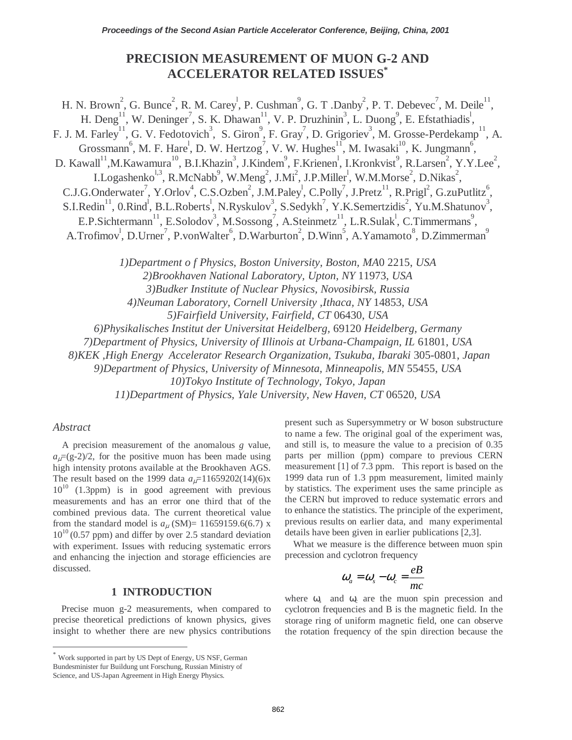# PRECISION MEASUREMENT OF MUON G-2 AND ACCELERATOR RELATED ISSUES*

H. N. Brown[2], G. Bunce[2], R. M. Carey[1], P. Cushman[9], G. T .Danby[2], P. T. Debevec[7], M. Deile[11], H. Deng[11], W. Deninger[7], S. K. Dhawan[11], V. P. Druzhinin[3], L. Duong[9], E. Efstathiadis[1], F. J. M. Farley[11], G. V. Fedotovich[3], S. Giron[9], F. Gray[7], D. Grigoriev[3], M. Grosse-Perdekamp[11], A. Grossmann[6], M. F. Hare[1], D. W. Hertzog[7], V. W. Hughes[11], M. Iwasaki[10], K. Jungmann[6], D. Kawall[11], M.Kawamura[10], B.I.Khazin[3], J.Kindem[9], F.Krienen[1], I.Kronkvist[9], R.Larsen[2], Y.Y.Lee[2], I.Logashenko[1,3], R.McNabb[9], W.Meng[2], J.Mi[2], J.P.Miller[1], W.M.Morse[2], D.Nikas[2], C.J.G.Onderwater[7], Y.Orlov[4], C.S.Ozben[2], J.M.Paley[1], C.Polly[7], J.Pretz[11], R.Prigl[2], G.zuPutlitz[6], S.I.Redin[11], 0.Rind[1], B.L.Roberts[1], N.Ryskulov[3], S.Sedykh[7], Y.K.Semertzidis[2], Yu.M.Shatunov[3], E.P.Sichtermann[11], E.Solodov[3], M.Sossong[7], A.Steinmetz[11], L.R.Sulak[1], C.Timmermans[9], A.Trofimov[1], D.Urner[7], P.vonWalter[6], D.Warburton[2], D.Winn[5], A.Yamamoto[8], D.Zimmerman[9]

*1)Department o f Physics, Boston University, Boston, MA*0 2215, *USA*
*2)Brookhaven National Laboratory, Upton, NY* 11973, *USA*
*3)Budker Institute of Nuclear Physics, Novosibirsk, Russia*
*4)Neuman Laboratory, Cornell University ,Ithaca, NY* 14853, *USA*
*5)Fairfield University, Fairfield, CT* 06430, *USA*
*6)Physikalisches Institut der Universitat Heidelberg,* 69120 *Heidelberg, Germany*
*7)Department of Physics, University of Illinois at Urbana-Champaign, IL* 61801, *USA*
*8)KEK ,High Energy Accelerator Research Organization, Tsukuba, Ibaraki* 305-0801, *Japan*
*9)Department of Physics, University of Minnesota, Minneapolis, MN* 55455, *USA*
*10)Tokyo Institute of Technology, Tokyo, Japan*
*11)Department of Physics, Yale University, New Haven, CT* 06520, *USA*

## *Abstract*

A precision measurement of the anomalous *g* value, $a_\mu=(g-2)/2$, for the positive muon has been made using high intensity protons available at the Brookhaven AGS. The result based on the 1999 data $a_\mu$=11659202(14)(6)x $10^{10}$ (1.3ppm) is in good agreement with previous measurements and has an error one third that of the combined previous data. The current theoretical value from the standard model is $a_\mu$ (SM)= 11659159.6(6.7) x $10^{10}$ (0.57 ppm) and differ by over 2.5 standard deviation with experiment. Issues with reducing systematic errors and enhancing the injection and storage efficiencies are discussed.

## 1 INTRODUCTION

Precise muon g-2 measurements, when compared to precise theoretical predictions of known physics, gives insight to whether there are new physics contributions present such as Supersymmetry or W boson substructure to name a few. The original goal of the experiment was, and still is, to measure the value to a precision of 0.35 parts per million (ppm) compare to previous CERN measurement [1] of 7.3 ppm. This report is based on the 1999 data run of 1.3 ppm measurement, limited mainly by statistics. The experiment uses the same principle as the CERN but improved to reduce systematic errors and to enhance the statistics. The principle of the experiment, previous results on earlier data, and many experimental details have been given in earlier publications [2,3].

What we measure is the difference between muon spin precession and cyclotron frequency

$$\omega_a = \omega_s - \omega_c = \frac{eB}{mc}$$

where $\omega_s$ and $\omega_c$ are the muon spin precession and cyclotron frequencies and B is the magnetic field. In the storage ring of uniform magnetic field, one can observe the rotation frequency of the spin direction because the

* Work supported in part by US Dept of Energy, US NSF, German Bundesminister fur Buildung unt Forschung, Russian Ministry of Science, and US-Japan Agreement in High Energy Physics.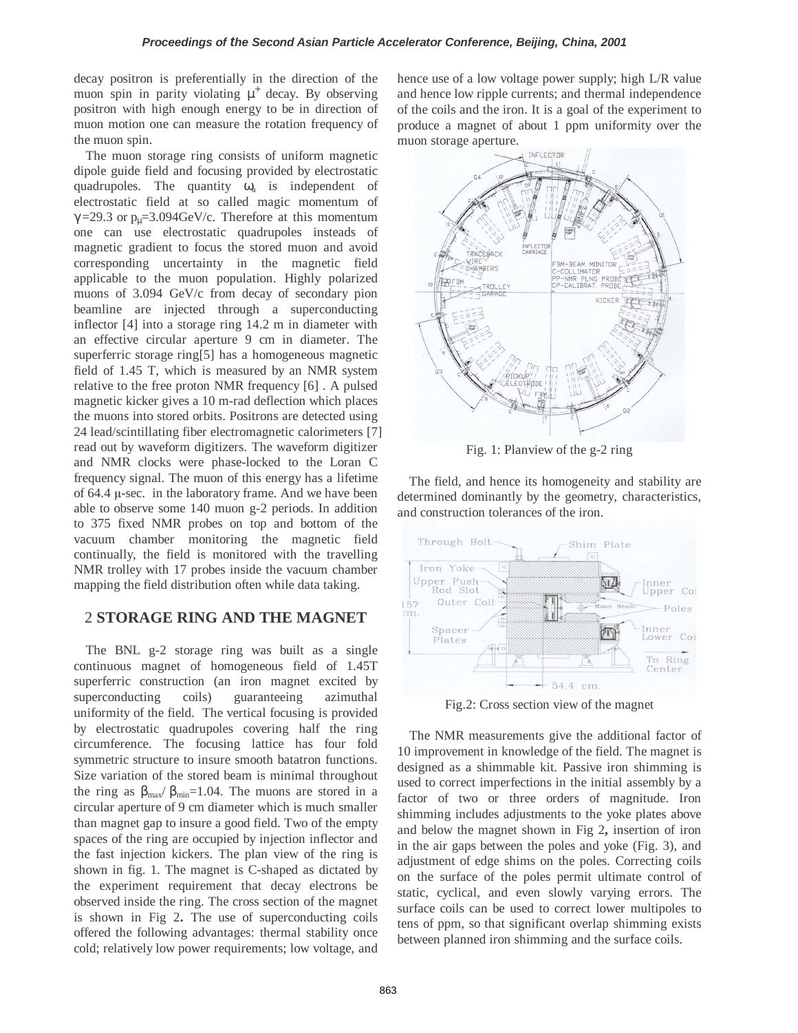decay positron is preferentially in the direction of the muon spin in parity violating $\mu^+$ decay. By observing positron with high enough energy to be in direction of muon motion one can measure the rotation frequency of the muon spin.

The muon storage ring consists of uniform magnetic dipole guide field and focusing provided by electrostatic quadrupoles. The quantity $\omega_a$ is independent of electrostatic field at so called magic momentum of $\gamma$=29.3 or $p_\mu$=3.094GeV/c. Therefore at this momentum one can use electrostatic quadrupoles insteads of magnetic gradient to focus the stored muon and avoid corresponding uncertainty in the magnetic field applicable to the muon population. Highly polarized muons of 3.094 GeV/c from decay of secondary pion beamline are injected through a superconducting inflector [4] into a storage ring 14.2 m in diameter with an effective circular aperture 9 cm in diameter. The superferric storage ring[5] has a homogeneous magnetic field of 1.45 T, which is measured by an NMR system relative to the free proton NMR frequency [6] . A pulsed magnetic kicker gives a 10 m-rad deflection which places the muons into stored orbits. Positrons are detected using 24 lead/scintillating fiber electromagnetic calorimeters [7] read out by waveform digitizers. The waveform digitizer and NMR clocks were phase-locked to the Loran C frequency signal. The muon of this energy has a lifetime of 64.4 $\mu$-sec. in the laboratory frame. And we have been able to observe some 140 muon g-2 periods. In addition to 375 fixed NMR probes on top and bottom of the vacuum chamber monitoring the magnetic field continually, the field is monitored with the travelling NMR trolley with 17 probes inside the vacuum chamber mapping the field distribution often while data taking.

## 2 STORAGE RING AND THE MAGNET

The BNL g-2 storage ring was built as a single continuous magnet of homogeneous field of 1.45T superferric construction (an iron magnet excited by superconducting coils) guaranteeing azimuthal uniformity of the field. The vertical focusing is provided by electrostatic quadrupoles covering half the ring circumference. The focusing lattice has four fold symmetric structure to insure smooth batatron functions. Size variation of the stored beam is minimal throughout the ring as $\beta_{max}/\beta_{min}$=1.04. The muons are stored in a circular aperture of 9 cm diameter which is much smaller than magnet gap to insure a good field. Two of the empty spaces of the ring are occupied by injection inflector and the fast injection kickers. The plan view of the ring is shown in fig. 1. The magnet is C-shaped as dictated by the experiment requirement that decay electrons be observed inside the ring. The cross section of the magnet is shown in Fig 2. The use of superconducting coils offered the following advantages: thermal stability once cold; relatively low power requirements; low voltage, and hence use of a low voltage power supply; high L/R value and hence low ripple currents; and thermal independence of the coils and the iron. It is a goal of the experiment to produce a magnet of about 1 ppm uniformity over the muon storage aperture.

Fig. 1: Planview of the g-2 ring

The field, and hence its homogeneity and stability are determined dominantly by the geometry, characteristics, and construction tolerances of the iron.

Fig.2: Cross section view of the magnet

The NMR measurements give the additional factor of 10 improvement in knowledge of the field. The magnet is designed as a shimmable kit. Passive iron shimming is used to correct imperfections in the initial assembly by a factor of two or three orders of magnitude. Iron shimming includes adjustments to the yoke plates above and below the magnet shown in Fig 2, insertion of iron in the air gaps between the poles and yoke (Fig. 3), and adjustment of edge shims on the poles. Correcting coils on the surface of the poles permit ultimate control of static, cyclical, and even slowly varying errors. The surface coils can be used to correct lower multipoles to tens of ppm, so that significant overlap shimming exists between planned iron shimming and the surface coils.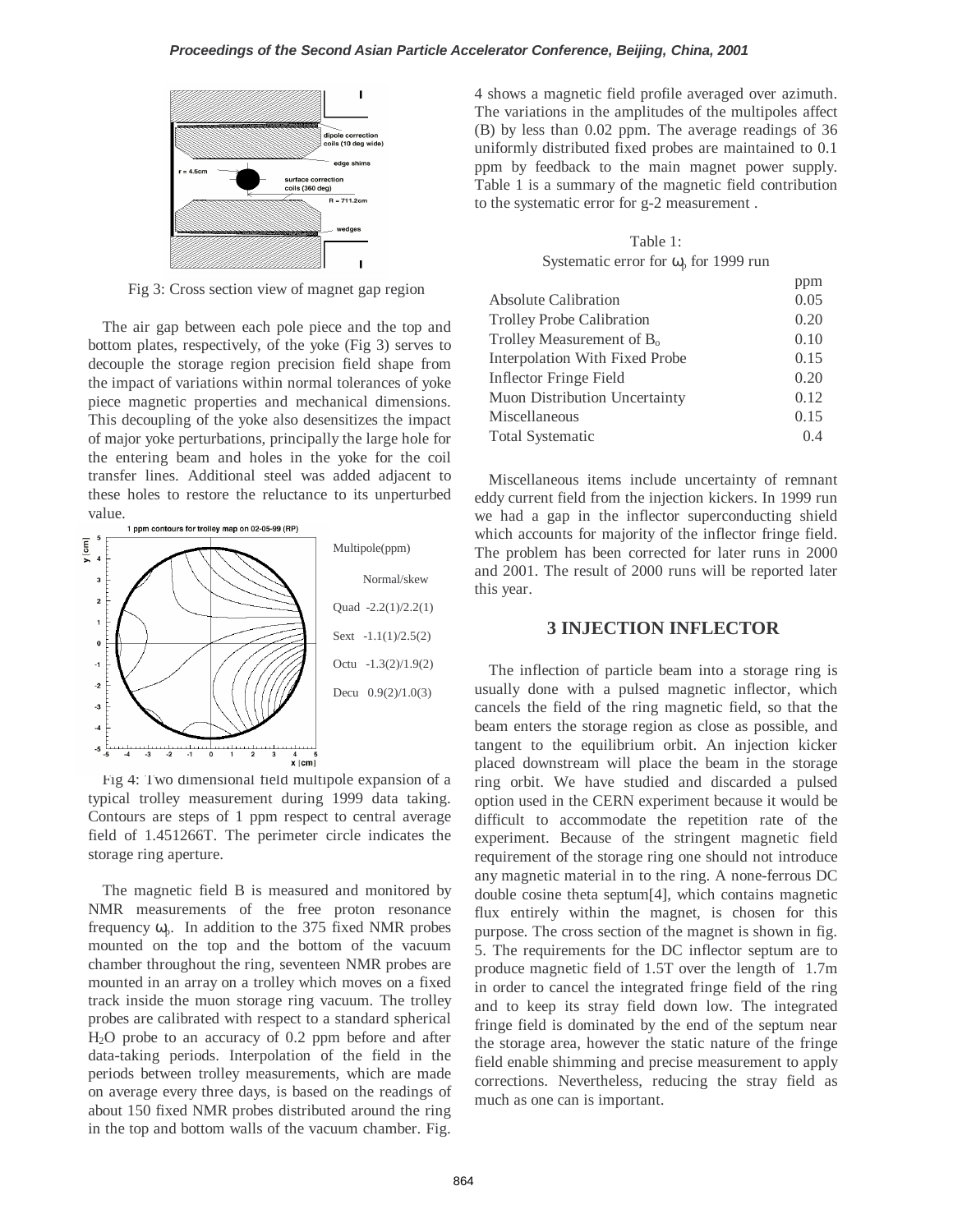Fig 3: Cross section view of magnet gap region

The air gap between each pole piece and the top and bottom plates, respectively, of the yoke (Fig 3) serves to decouple the storage region precision field shape from the impact of variations within normal tolerances of yoke piece magnetic properties and mechanical dimensions. This decoupling of the yoke also desensitizes the impact of major yoke perturbations, principally the large hole for the entering beam and holes in the yoke for the coil transfer lines. Additional steel was added adjacent to these holes to restore the reluctance to its unperturbed value.

Multipole(ppm)

Normal/skew

Quad -2.2(1)/2.2(1)

Sext -1.1(1)/2.5(2)

Octu -1.3(2)/1.9(2)

Decu 0.9(2)/1.0(3)

Fig 4: Two dimensional field multipole expansion of a typical trolley measurement during 1999 data taking. Contours are steps of 1 ppm respect to central average field of 1.451266T. The perimeter circle indicates the storage ring aperture.

The magnetic field B is measured and monitored by NMR measurements of the free proton resonance frequency $\omega_p$. In addition to the 375 fixed NMR probes mounted on the top and the bottom of the vacuum chamber throughout the ring, seventeen NMR probes are mounted in an array on a trolley which moves on a fixed track inside the muon storage ring vacuum. The trolley probes are calibrated with respect to a standard spherical $H_2O$ probe to an accuracy of 0.2 ppm before and after data-taking periods. Interpolation of the field in the periods between trolley measurements, which are made on average every three days, is based on the readings of about 150 fixed NMR probes distributed around the ring in the top and bottom walls of the vacuum chamber. Fig. 4 shows a magnetic field profile averaged over azimuth. The variations in the amplitudes of the multipoles affect ⟨B⟩ by less than 0.02 ppm. The average readings of 36 uniformly distributed fixed probes are maintained to 0.1 ppm by feedback to the main magnet power supply. Table 1 is a summary of the magnetic field contribution to the systematic error for g-2 measurement .

Table 1:
Systematic error for $\omega_p$ for 1999 run

| | ppm |
|---|---|
| Absolute Calibration | 0.05 |
| Trolley Probe Calibration | 0.20 |
| Trolley Measurement of $B_o$ | 0.10 |
| Interpolation With Fixed Probe | 0.15 |
| Inflector Fringe Field | 0.20 |
| Muon Distribution Uncertainty | 0.12 |
| Miscellaneous | 0.15 |
| Total Systematic | 0.4 |

Miscellaneous items include uncertainty of remnant eddy current field from the injection kickers. In 1999 run we had a gap in the inflector superconducting shield which accounts for majority of the inflector fringe field. The problem has been corrected for later runs in 2000 and 2001. The result of 2000 runs will be reported later this year.

## 3 INJECTION INFLECTOR

The inflection of particle beam into a storage ring is usually done with a pulsed magnetic inflector, which cancels the field of the ring magnetic field, so that the beam enters the storage region as close as possible, and tangent to the equilibrium orbit. An injection kicker placed downstream will place the beam in the storage ring orbit. We have studied and discarded a pulsed option used in the CERN experiment because it would be difficult to accommodate the repetition rate of the experiment. Because of the stringent magnetic field requirement of the storage ring one should not introduce any magnetic material in to the ring. A none-ferrous DC double cosine theta septum[4], which contains magnetic flux entirely within the magnet, is chosen for this purpose. The cross section of the magnet is shown in fig. 5. The requirements for the DC inflector septum are to produce magnetic field of 1.5T over the length of 1.7m in order to cancel the integrated fringe field of the ring and to keep its stray field down low. The integrated fringe field is dominated by the end of the septum near the storage area, however the static nature of the fringe field enable shimming and precise measurement to apply corrections. Nevertheless, reducing the stray field as much as one can is important.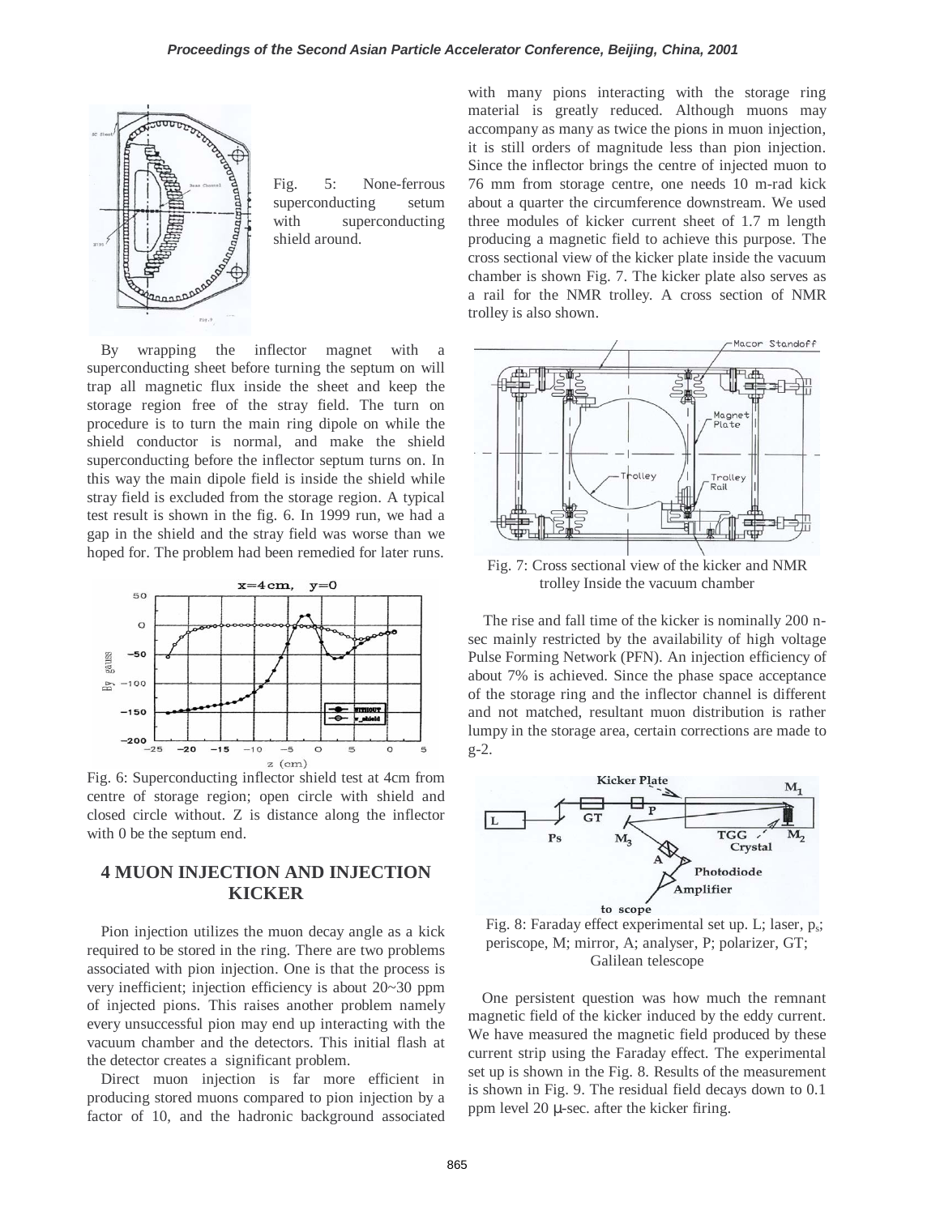Fig. 5: None-ferrous superconducting setum with superconducting shield around.

By wrapping the inflector magnet with a superconducting sheet before turning the septum on will trap all magnetic flux inside the sheet and keep the storage region free of the stray field. The turn on procedure is to turn the main ring dipole on while the shield conductor is normal, and make the shield superconducting before the inflector septum turns on. In this way the main dipole field is inside the shield while stray field is excluded from the storage region. A typical test result is shown in the fig. 6. In 1999 run, we had a gap in the shield and the stray field was worse than we hoped for. The problem had been remedied for later runs.

Fig. 6: Superconducting inflector shield test at 4cm from centre of storage region; open circle with shield and closed circle without. Z is distance along the inflector with 0 be the septum end.

## 4 MUON INJECTION AND INJECTION KICKER

Pion injection utilizes the muon decay angle as a kick required to be stored in the ring. There are two problems associated with pion injection. One is that the process is very inefficient; injection efficiency is about 20~30 ppm of injected pions. This raises another problem namely every unsuccessful pion may end up interacting with the vacuum chamber and the detectors. This initial flash at the detector creates a significant problem.

Direct muon injection is far more efficient in producing stored muons compared to pion injection by a factor of 10, and the hadronic background associated with many pions interacting with the storage ring material is greatly reduced. Although muons may accompany as many as twice the pions in muon injection, it is still orders of magnitude less than pion injection. Since the inflector brings the centre of injected muon to 76 mm from storage centre, one needs 10 m-rad kick about a quarter the circumference downstream. We used three modules of kicker current sheet of 1.7 m length producing a magnetic field to achieve this purpose. The cross sectional view of the kicker plate inside the vacuum chamber is shown Fig. 7. The kicker plate also serves as a rail for the NMR trolley. A cross section of NMR trolley is also shown.

Fig. 7: Cross sectional view of the kicker and NMR trolley Inside the vacuum chamber

The rise and fall time of the kicker is nominally 200 n-sec mainly restricted by the availability of high voltage Pulse Forming Network (PFN). An injection efficiency of about 7% is achieved. Since the phase space acceptance of the storage ring and the inflector channel is different and not matched, resultant muon distribution is rather lumpy in the storage area, certain corrections are made to g-2.

Fig. 8: Faraday effect experimental set up. L; laser, $p_s$; periscope, M; mirror, A; analyser, P; polarizer, GT; Galilean telescope

One persistent question was how much the remnant magnetic field of the kicker induced by the eddy current. We have measured the magnetic field produced by these current strip using the Faraday effect. The experimental set up is shown in the Fig. 8. Results of the measurement is shown in Fig. 9. The residual field decays down to 0.1 ppm level 20 μ-sec. after the kicker firing.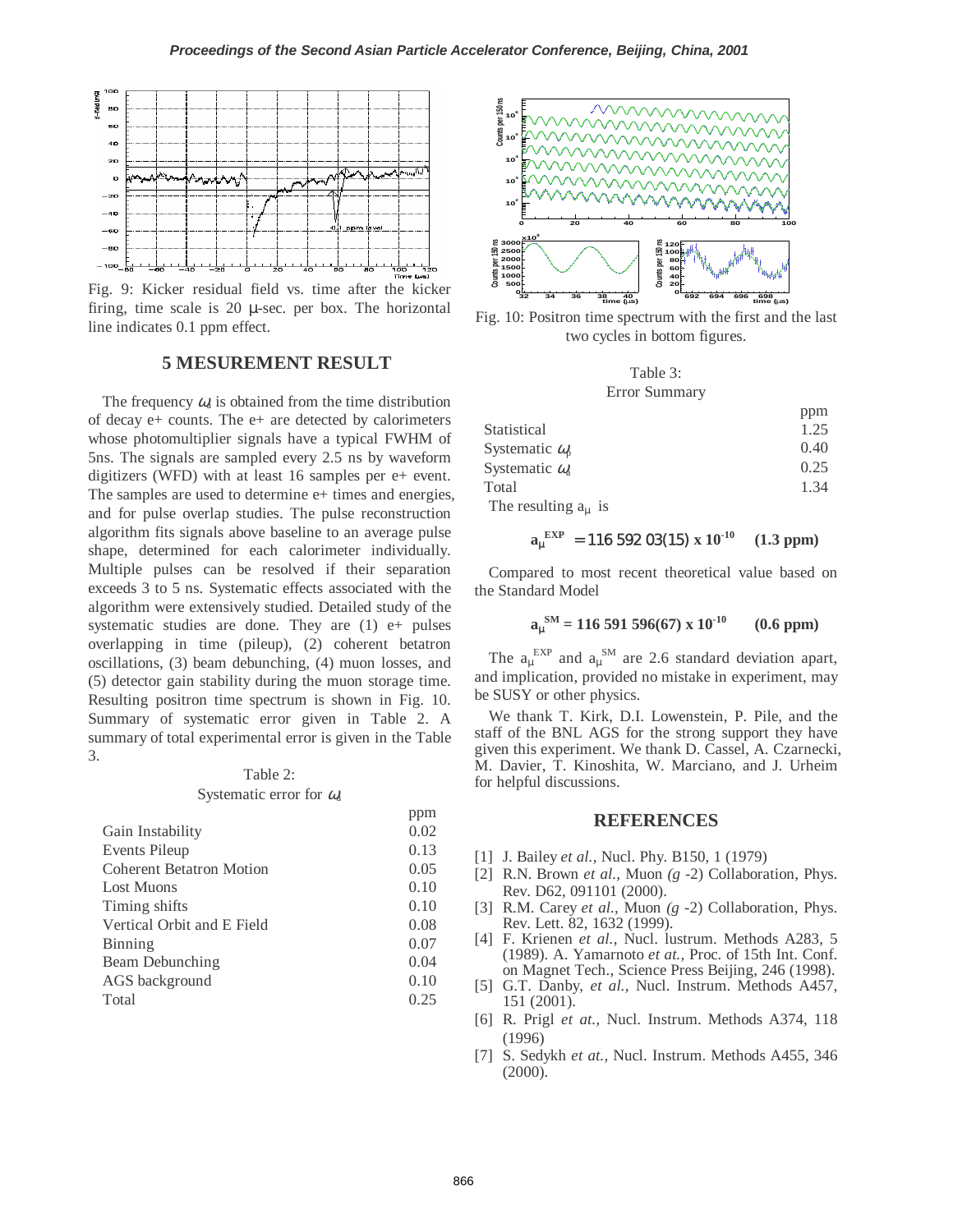Fig. 9: Kicker residual field vs. time after the kicker firing, time scale is 20 μ-sec. per box. The horizontal line indicates 0.1 ppm effect.

Fig. 10: Positron time spectrum with the first and the last two cycles in bottom figures.

## 5 MESUREMENT RESULT

The frequency $\omega_a$ is obtained from the time distribution of decay e+ counts. The e+ are detected by calorimeters whose photomultiplier signals have a typical FWHM of 5ns. The signals are sampled every 2.5 ns by waveform digitizers (WFD) with at least 16 samples per e+ event. The samples are used to determine e+ times and energies, and for pulse overlap studies. The pulse reconstruction algorithm fits signals above baseline to an average pulse shape, determined for each calorimeter individually. Multiple pulses can be resolved if their separation exceeds 3 to 5 ns. Systematic effects associated with the algorithm were extensively studied. Detailed study of the systematic studies are done. They are (1) e+ pulses overlapping in time (pileup), (2) coherent betatron oscillations, (3) beam debunching, (4) muon losses, and (5) detector gain stability during the muon storage time. Resulting positron time spectrum is shown in Fig. 10. Summary of systematic error given in Table 2. A summary of total experimental error is given in the Table 3.

Table 2: Systematic error for $\omega_a$

| | ppm |
|---|---|
| Gain Instability | 0.02 |
| Events Pileup | 0.13 |
| Coherent Betatron Motion | 0.05 |
| Lost Muons | 0.10 |
| Timing shifts | 0.10 |
| Vertical Orbit and E Field | 0.08 |
| Binning | 0.07 |
| Beam Debunching | 0.04 |
| AGS background | 0.10 |
| Total | 0.25 |

Table 3: Error Summary

| | ppm |
|---|---|
| Statistical | 1.25 |
| Systematic $\omega_p$ | 0.40 |
| Systematic $\omega_a$ | 0.25 |
| Total | 1.34 |

The resulting $a_\mu$ is

$$a_\mu^{EXP} = 116\,592\,03(15) \times 10^{-10} \quad \textbf{(1.3 ppm)}$$

Compared to most recent theoretical value based on the Standard Model

$$a_\mu^{SM} = 116\,591\,596(67) \times 10^{-10} \quad \textbf{(0.6 ppm)}$$

The $a_\mu^{EXP}$ and $a_\mu^{SM}$ are 2.6 standard deviation apart, and implication, provided no mistake in experiment, may be SUSY or other physics.

We thank T. Kirk, D.I. Lowenstein, P. Pile, and the staff of the BNL AGS for the strong support they have given this experiment. We thank D. Cassel, A. Czarnecki, M. Davier, T. Kinoshita, W. Marciano, and J. Urheim for helpful discussions.

## REFERENCES

[1] J. Bailey *et al.*, Nucl. Phy. B150, 1 (1979)

[2] R.N. Brown *et al.*, Muon *(g* -2) Collaboration, Phys. Rev. D62, 091101 (2000).

[3] R.M. Carey *et al.*, Muon *(g* -2) Collaboration, Phys. Rev. Lett. 82, 1632 (1999).

[4] F. Krienen *et al.*, Nucl. lustrum. Methods A283, 5 (1989). A. Yamarnoto *et at.*, Proc. of 15th Int. Conf. on Magnet Tech., Science Press Beijing, 246 (1998).

[5] G.T. Danby, *et al.*, Nucl. Instrum. Methods A457, 151 (2001).

[6] R. Prigl *et at.*, Nucl. Instrum. Methods A374, 118 (1996)

[7] S. Sedykh *et at.*, Nucl. Instrum. Methods A455, 346 (2000).